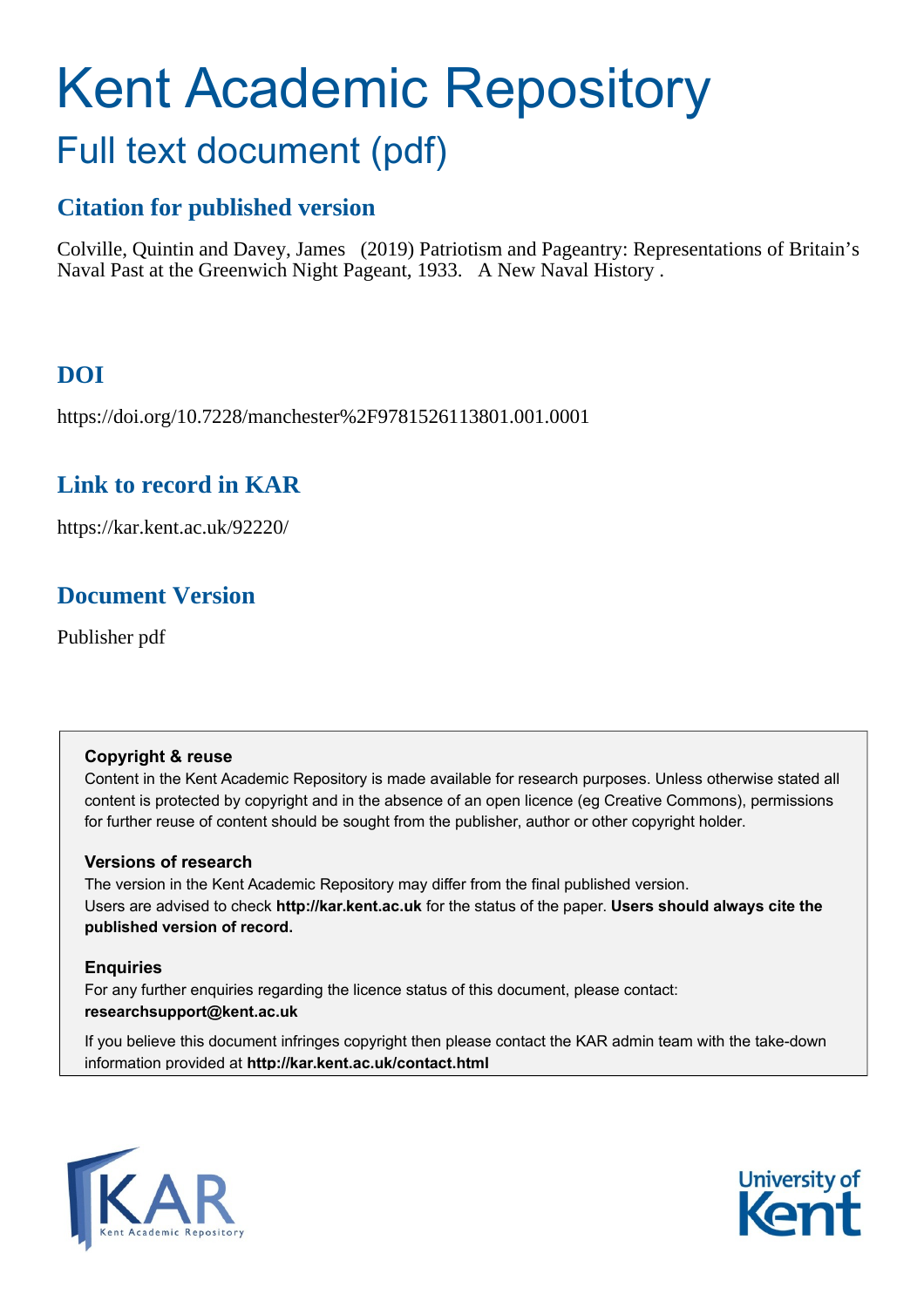# Kent Academic Repository

## Full text document (pdf)

## Citation for published version

Colville, Quintin and Davey, James (2019) Patriotism and Pageantry: Representations of Britain's Naval Past at the Greenwich Night Pageant, 1933. A New Naval History .

## DOI

https://doi.org/10.7228/manchester%2F9781526113801.001.0001

## Link to record in KAR

https://kar.kent.ac.uk/92220/

## Document Version

Publisher pdf

**Copyright & reuse**

Content in the Kent Academic Repository is made available for research purposes. Unless otherwise stated all content is protected by copyright and in the absence of an open licence (eg Creative Commons), permissions for further reuse of content should be sought from the publisher, author or other copyright holder.

**Versions of research**

The version in the Kent Academic Repository may differ from the final published version. Users are advised to check **http://kar.kent.ac.uk** for the status of the paper. **Users should always cite the published version of record.**

**Enquiries**

For any further enquiries regarding the licence status of this document, please contact: **researchsupport@kent.ac.uk**

If you believe this document infringes copyright then please contact the KAR admin team with the take-down information provided at **http://kar.kent.ac.uk/contact.html**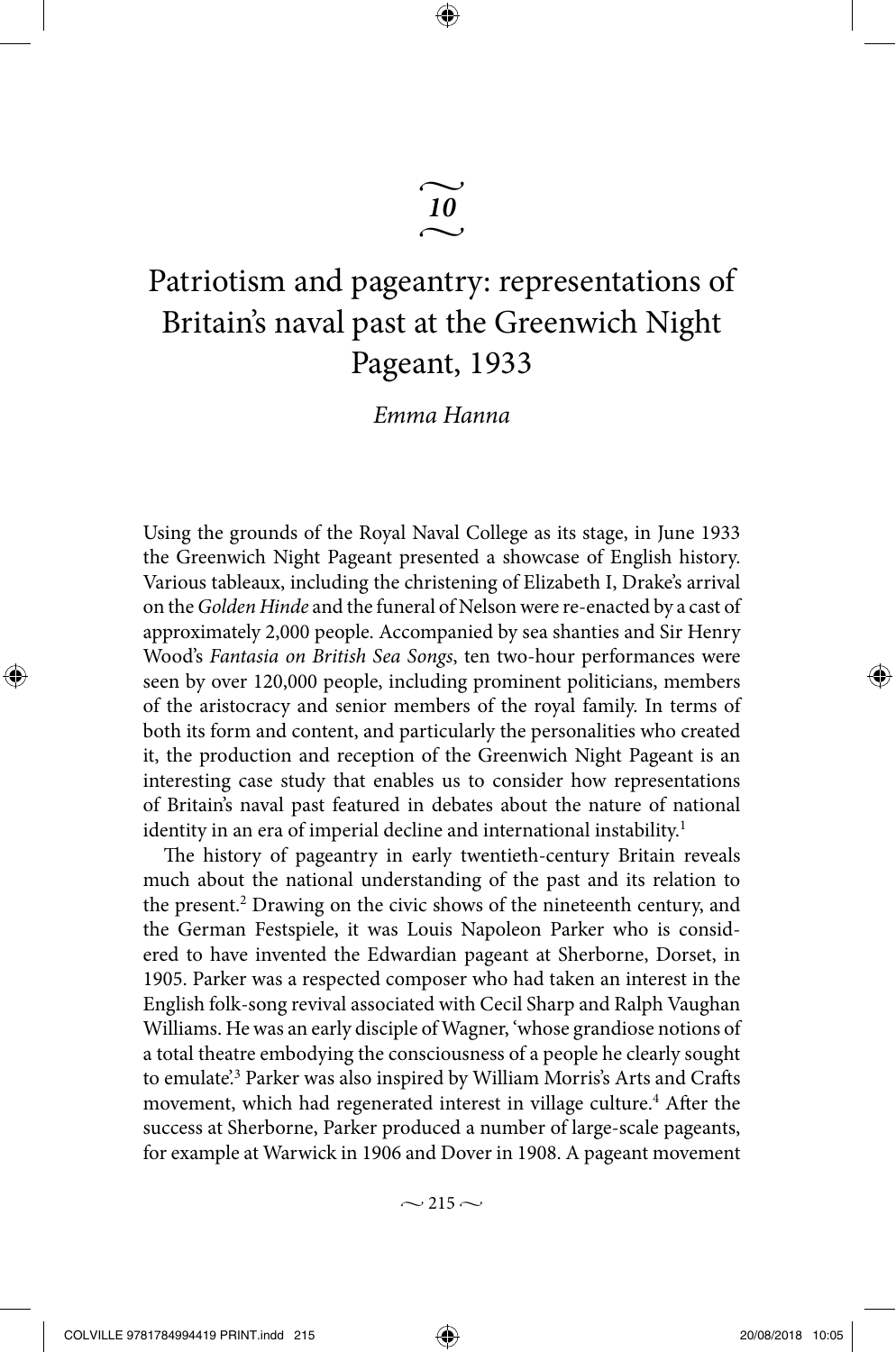# 10

# Patriotism and pageantry: representations of Britain's naval past at the Greenwich Night Pageant, 1933

*Emma Hanna*

Using the grounds of the Royal Naval College as its stage, in June 1933 the Greenwich Night Pageant presented a showcase of English history. Various tableaux, including the christening of Elizabeth I, Drake's arrival on the *Golden Hinde* and the funeral of Nelson were re-enacted by a cast of approximately 2,000 people. Accompanied by sea shanties and Sir Henry Wood's *Fantasia on British Sea Songs*, ten two-hour performances were seen by over 120,000 people, including prominent politicians, members of the aristocracy and senior members of the royal family. In terms of both its form and content, and particularly the personalities who created it, the production and reception of the Greenwich Night Pageant is an interesting case study that enables us to consider how representations of Britain's naval past featured in debates about the nature of national identity in an era of imperial decline and international instability.[1]

The history of pageantry in early twentieth-century Britain reveals much about the national understanding of the past and its relation to the present.[2] Drawing on the civic shows of the nineteenth century, and the German Festspiele, it was Louis Napoleon Parker who is considered to have invented the Edwardian pageant at Sherborne, Dorset, in 1905. Parker was a respected composer who had taken an interest in the English folk-song revival associated with Cecil Sharp and Ralph Vaughan Williams. He was an early disciple of Wagner, 'whose grandiose notions of a total theatre embodying the consciousness of a people he clearly sought to emulate'.[3] Parker was also inspired by William Morris's Arts and Crafts movement, which had regenerated interest in village culture.[4] After the success at Sherborne, Parker produced a number of large-scale pageants, for example at Warwick in 1906 and Dover in 1908. A pageant movement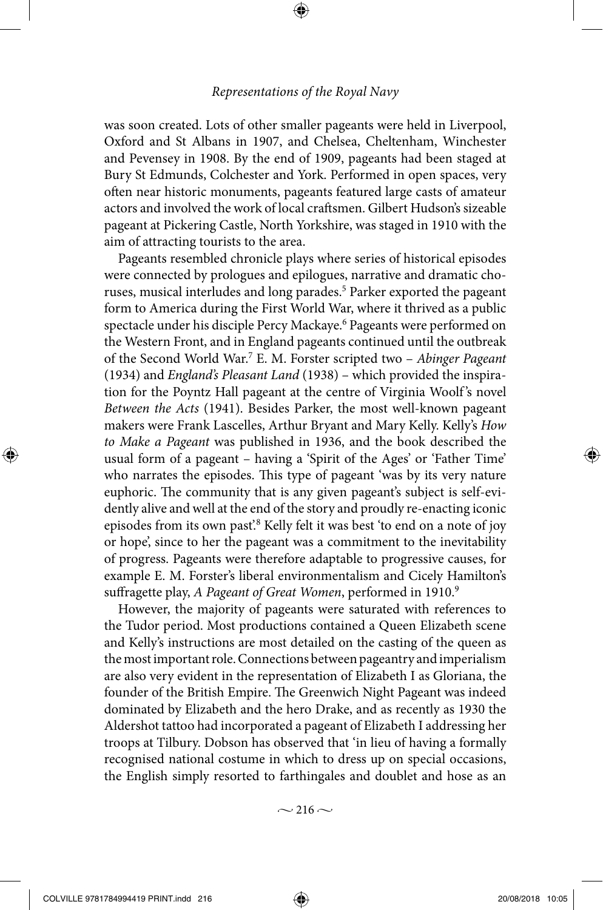was soon created. Lots of other smaller pageants were held in Liverpool, Oxford and St Albans in 1907, and Chelsea, Cheltenham, Winchester and Pevensey in 1908. By the end of 1909, pageants had been staged at Bury St Edmunds, Colchester and York. Performed in open spaces, very often near historic monuments, pageants featured large casts of amateur actors and involved the work of local craftsmen. Gilbert Hudson's sizeable pageant at Pickering Castle, North Yorkshire, was staged in 1910 with the aim of attracting tourists to the area.

Pageants resembled chronicle plays where series of historical episodes were connected by prologues and epilogues, narrative and dramatic choruses, musical interludes and long parades.[5] Parker exported the pageant form to America during the First World War, where it thrived as a public spectacle under his disciple Percy Mackaye.[6] Pageants were performed on the Western Front, and in England pageants continued until the outbreak of the Second World War.[7] E. M. Forster scripted two – *Abinger Pageant* (1934) and *England's Pleasant Land* (1938) – which provided the inspiration for the Poyntz Hall pageant at the centre of Virginia Woolf's novel *Between the Acts* (1941). Besides Parker, the most well-known pageant makers were Frank Lascelles, Arthur Bryant and Mary Kelly. Kelly's *How to Make a Pageant* was published in 1936, and the book described the usual form of a pageant – having a 'Spirit of the Ages' or 'Father Time' who narrates the episodes. This type of pageant 'was by its very nature euphoric. The community that is any given pageant's subject is self-evidently alive and well at the end of the story and proudly re-enacting iconic episodes from its own past'.[8] Kelly felt it was best 'to end on a note of joy or hope', since to her the pageant was a commitment to the inevitability of progress. Pageants were therefore adaptable to progressive causes, for example E. M. Forster's liberal environmentalism and Cicely Hamilton's suffragette play, *A Pageant of Great Women*, performed in 1910.[9]

However, the majority of pageants were saturated with references to the Tudor period. Most productions contained a Queen Elizabeth scene and Kelly's instructions are most detailed on the casting of the queen as the most important role. Connections between pageantry and imperialism are also very evident in the representation of Elizabeth I as Gloriana, the founder of the British Empire. The Greenwich Night Pageant was indeed dominated by Elizabeth and the hero Drake, and as recently as 1930 the Aldershot tattoo had incorporated a pageant of Elizabeth I addressing her troops at Tilbury. Dobson has observed that 'in lieu of having a formally recognised national costume in which to dress up on special occasions, the English simply resorted to farthingales and doublet and hose as an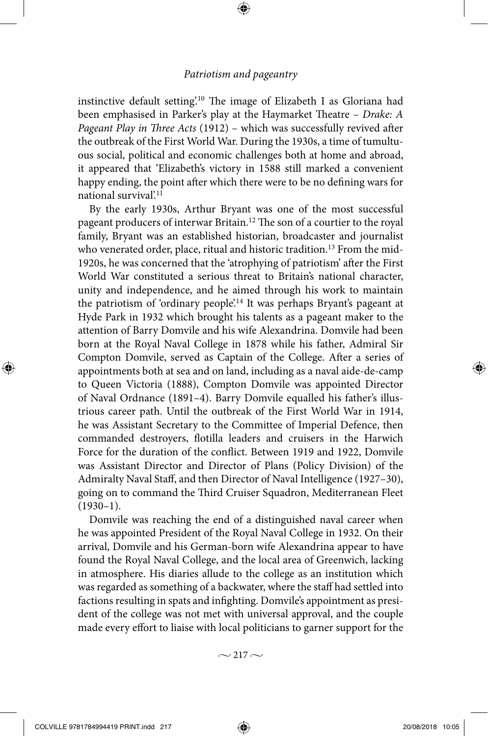instinctive default setting'.[10] The image of Elizabeth I as Gloriana had been emphasised in Parker's play at the Haymarket Theatre – *Drake: A Pageant Play in Three Acts* (1912) – which was successfully revived after the outbreak of the First World War. During the 1930s, a time of tumultuous social, political and economic challenges both at home and abroad, it appeared that 'Elizabeth's victory in 1588 still marked a convenient happy ending, the point after which there were to be no defining wars for national survival'.[11]

By the early 1930s, Arthur Bryant was one of the most successful pageant producers of interwar Britain.[12] The son of a courtier to the royal family, Bryant was an established historian, broadcaster and journalist who venerated order, place, ritual and historic tradition.[13] From the mid-1920s, he was concerned that the 'atrophying of patriotism' after the First World War constituted a serious threat to Britain's national character, unity and independence, and he aimed through his work to maintain the patriotism of 'ordinary people'.[14] It was perhaps Bryant's pageant at Hyde Park in 1932 which brought his talents as a pageant maker to the attention of Barry Domvile and his wife Alexandrina. Domvile had been born at the Royal Naval College in 1878 while his father, Admiral Sir Compton Domvile, served as Captain of the College. After a series of appointments both at sea and on land, including as a naval aide-de-camp to Queen Victoria (1888), Compton Domvile was appointed Director of Naval Ordnance (1891–4). Barry Domvile equalled his father's illustrious career path. Until the outbreak of the First World War in 1914, he was Assistant Secretary to the Committee of Imperial Defence, then commanded destroyers, flotilla leaders and cruisers in the Harwich Force for the duration of the conflict. Between 1919 and 1922, Domvile was Assistant Director and Director of Plans (Policy Division) of the Admiralty Naval Staff, and then Director of Naval Intelligence (1927–30), going on to command the Third Cruiser Squadron, Mediterranean Fleet (1930–1).

Domvile was reaching the end of a distinguished naval career when he was appointed President of the Royal Naval College in 1932. On their arrival, Domvile and his German-born wife Alexandrina appear to have found the Royal Naval College, and the local area of Greenwich, lacking in atmosphere. His diaries allude to the college as an institution which was regarded as something of a backwater, where the staff had settled into factions resulting in spats and infighting. Domvile's appointment as president of the college was not met with universal approval, and the couple made every effort to liaise with local politicians to garner support for the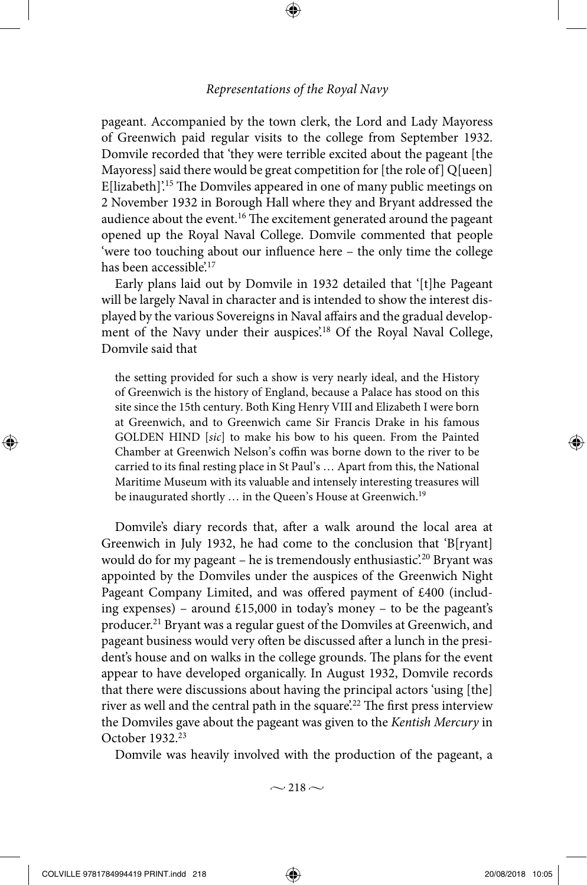pageant. Accompanied by the town clerk, the Lord and Lady Mayoress of Greenwich paid regular visits to the college from September 1932. Domvile recorded that 'they were terrible excited about the pageant [the Mayoress] said there would be great competition for [the role of] Q[ueen] E[lizabeth]'.[15] The Domviles appeared in one of many public meetings on 2 November 1932 in Borough Hall where they and Bryant addressed the audience about the event.[16] The excitement generated around the pageant opened up the Royal Naval College. Domvile commented that people 'were too touching about our influence here – the only time the college has been accessible'.[17]

Early plans laid out by Domvile in 1932 detailed that '[t]he Pageant will be largely Naval in character and is intended to show the interest displayed by the various Sovereigns in Naval affairs and the gradual development of the Navy under their auspices'.[18] Of the Royal Naval College, Domvile said that

> the setting provided for such a show is very nearly ideal, and the History of Greenwich is the history of England, because a Palace has stood on this site since the 15th century. Both King Henry VIII and Elizabeth I were born at Greenwich, and to Greenwich came Sir Francis Drake in his famous GOLDEN HIND [*sic*] to make his bow to his queen. From the Painted Chamber at Greenwich Nelson's coffin was borne down to the river to be carried to its final resting place in St Paul's … Apart from this, the National Maritime Museum with its valuable and intensely interesting treasures will be inaugurated shortly … in the Queen's House at Greenwich.[19]

Domvile's diary records that, after a walk around the local area at Greenwich in July 1932, he had come to the conclusion that 'B[ryant] would do for my pageant – he is tremendously enthusiastic'.[20] Bryant was appointed by the Domviles under the auspices of the Greenwich Night Pageant Company Limited, and was offered payment of £400 (including expenses) – around £15,000 in today's money – to be the pageant's producer.[21] Bryant was a regular guest of the Domviles at Greenwich, and pageant business would very often be discussed after a lunch in the president's house and on walks in the college grounds. The plans for the event appear to have developed organically. In August 1932, Domvile records that there were discussions about having the principal actors 'using [the] river as well and the central path in the square'.[22] The first press interview the Domviles gave about the pageant was given to the *Kentish Mercury* in October 1932.[23]

Domvile was heavily involved with the production of the pageant, a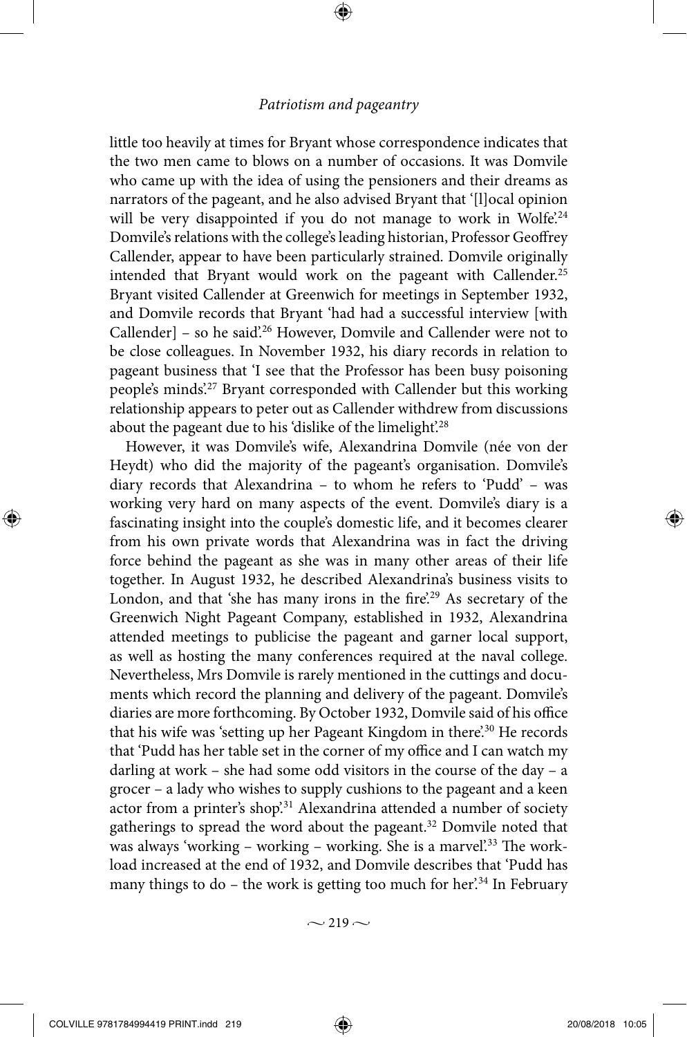little too heavily at times for Bryant whose correspondence indicates that the two men came to blows on a number of occasions. It was Domvile who came up with the idea of using the pensioners and their dreams as narrators of the pageant, and he also advised Bryant that '[l]ocal opinion will be very disappointed if you do not manage to work in Wolfe'.[24] Domvile's relations with the college's leading historian, Professor Geoffrey Callender, appear to have been particularly strained. Domvile originally intended that Bryant would work on the pageant with Callender.[25] Bryant visited Callender at Greenwich for meetings in September 1932, and Domvile records that Bryant 'had had a successful interview [with Callender] – so he said'.[26] However, Domvile and Callender were not to be close colleagues. In November 1932, his diary records in relation to pageant business that 'I see that the Professor has been busy poisoning people's minds'.[27] Bryant corresponded with Callender but this working relationship appears to peter out as Callender withdrew from discussions about the pageant due to his 'dislike of the limelight'.[28]

However, it was Domvile's wife, Alexandrina Domvile (née von der Heydt) who did the majority of the pageant's organisation. Domvile's diary records that Alexandrina – to whom he refers to 'Pudd' – was working very hard on many aspects of the event. Domvile's diary is a fascinating insight into the couple's domestic life, and it becomes clearer from his own private words that Alexandrina was in fact the driving force behind the pageant as she was in many other areas of their life together. In August 1932, he described Alexandrina's business visits to London, and that 'she has many irons in the fire'.[29] As secretary of the Greenwich Night Pageant Company, established in 1932, Alexandrina attended meetings to publicise the pageant and garner local support, as well as hosting the many conferences required at the naval college. Nevertheless, Mrs Domvile is rarely mentioned in the cuttings and documents which record the planning and delivery of the pageant. Domvile's diaries are more forthcoming. By October 1932, Domvile said of his office that his wife was 'setting up her Pageant Kingdom in there'.[30] He records that 'Pudd has her table set in the corner of my office and I can watch my darling at work – she had some odd visitors in the course of the day – a grocer – a lady who wishes to supply cushions to the pageant and a keen actor from a printer's shop'.[31] Alexandrina attended a number of society gatherings to spread the word about the pageant.[32] Domvile noted that was always 'working – working – working. She is a marvel'.[33] The workload increased at the end of 1932, and Domvile describes that 'Pudd has many things to do – the work is getting too much for her'.[34] In February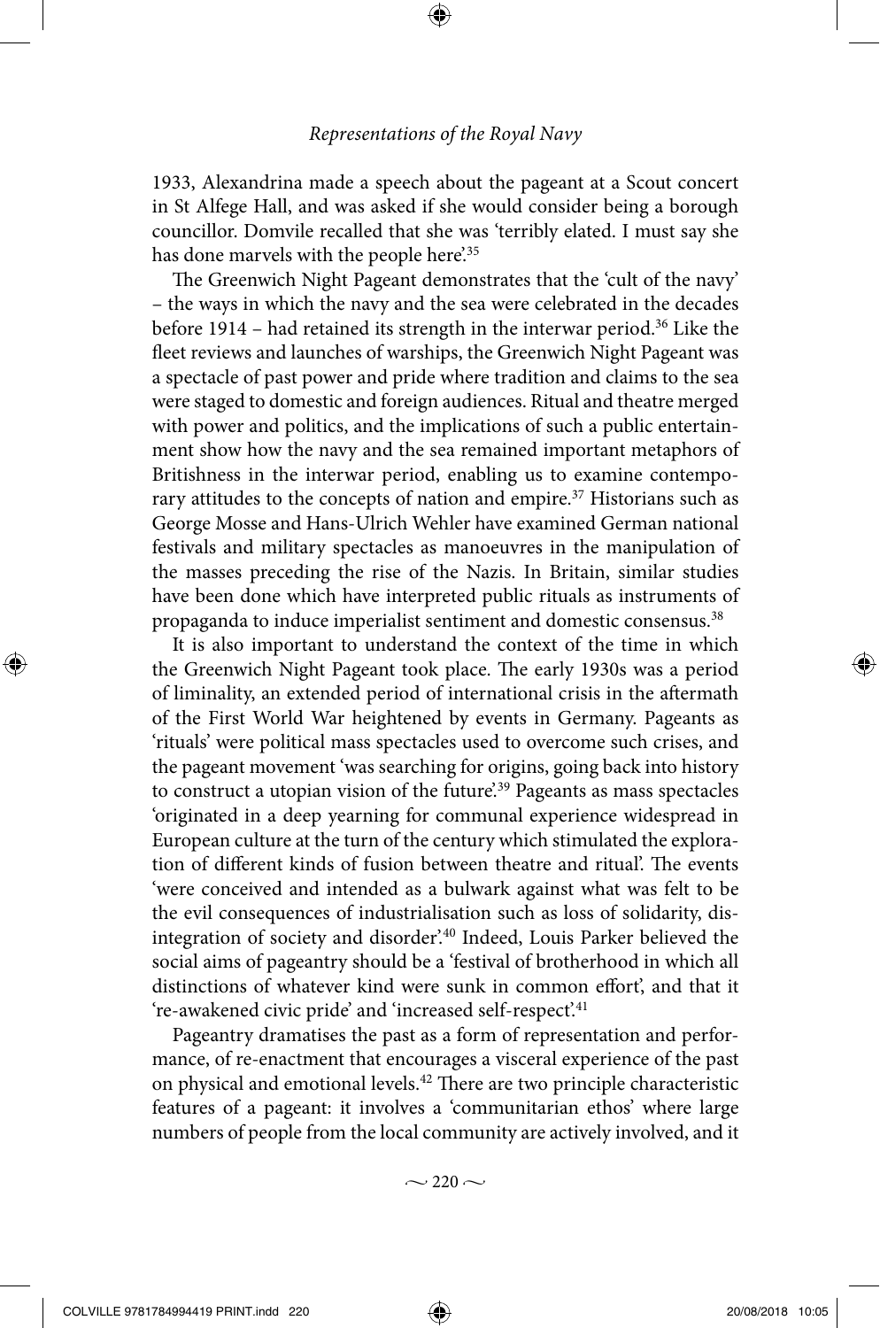1933, Alexandrina made a speech about the pageant at a Scout concert in St Alfege Hall, and was asked if she would consider being a borough councillor. Domvile recalled that she was 'terribly elated. I must say she has done marvels with the people here'.[35]

The Greenwich Night Pageant demonstrates that the 'cult of the navy' – the ways in which the navy and the sea were celebrated in the decades before 1914 – had retained its strength in the interwar period.[36] Like the fleet reviews and launches of warships, the Greenwich Night Pageant was a spectacle of past power and pride where tradition and claims to the sea were staged to domestic and foreign audiences. Ritual and theatre merged with power and politics, and the implications of such a public entertainment show how the navy and the sea remained important metaphors of Britishness in the interwar period, enabling us to examine contemporary attitudes to the concepts of nation and empire.[37] Historians such as George Mosse and Hans-Ulrich Wehler have examined German national festivals and military spectacles as manoeuvres in the manipulation of the masses preceding the rise of the Nazis. In Britain, similar studies have been done which have interpreted public rituals as instruments of propaganda to induce imperialist sentiment and domestic consensus.[38]

It is also important to understand the context of the time in which the Greenwich Night Pageant took place. The early 1930s was a period of liminality, an extended period of international crisis in the aftermath of the First World War heightened by events in Germany. Pageants as 'rituals' were political mass spectacles used to overcome such crises, and the pageant movement 'was searching for origins, going back into history to construct a utopian vision of the future'.[39] Pageants as mass spectacles 'originated in a deep yearning for communal experience widespread in European culture at the turn of the century which stimulated the exploration of different kinds of fusion between theatre and ritual'. The events 'were conceived and intended as a bulwark against what was felt to be the evil consequences of industrialisation such as loss of solidarity, disintegration of society and disorder'.[40] Indeed, Louis Parker believed the social aims of pageantry should be a 'festival of brotherhood in which all distinctions of whatever kind were sunk in common effort', and that it 're-awakened civic pride' and 'increased self-respect'.[41]

Pageantry dramatises the past as a form of representation and performance, of re-enactment that encourages a visceral experience of the past on physical and emotional levels.[42] There are two principle characteristic features of a pageant: it involves a 'communitarian ethos' where large numbers of people from the local community are actively involved, and it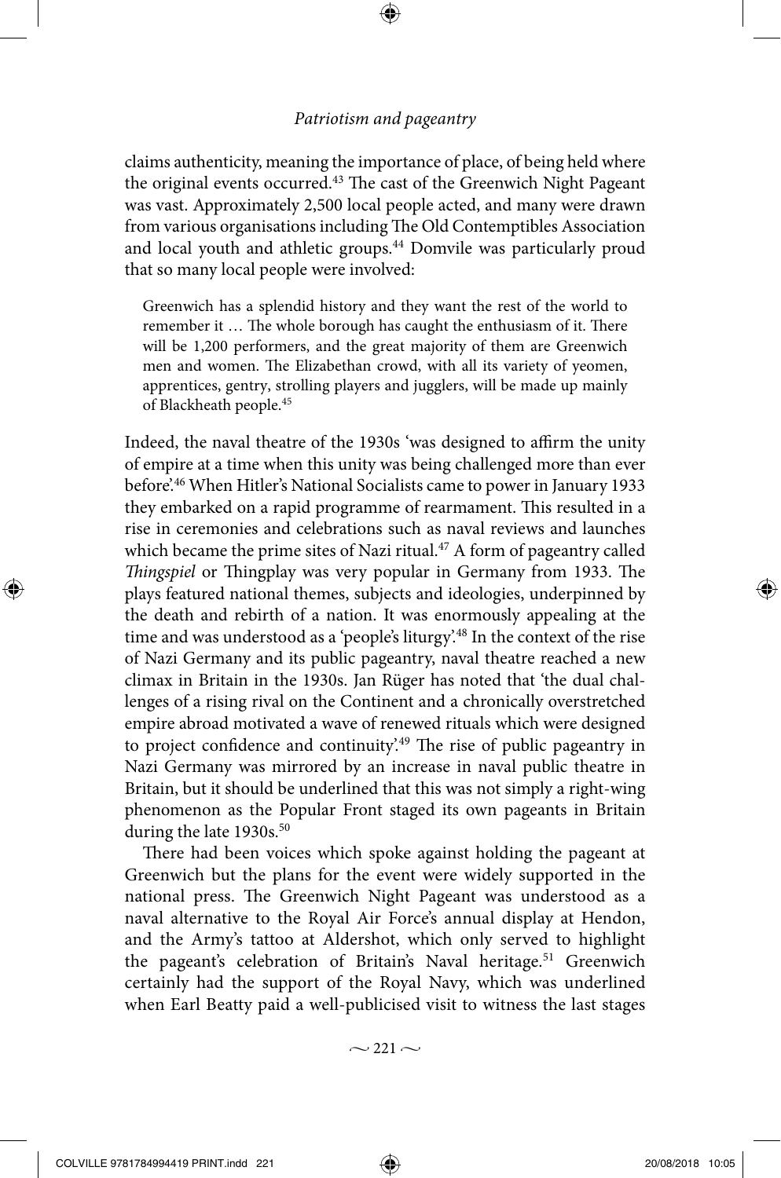claims authenticity, meaning the importance of place, of being held where the original events occurred.[43] The cast of the Greenwich Night Pageant was vast. Approximately 2,500 local people acted, and many were drawn from various organisations including The Old Contemptibles Association and local youth and athletic groups.[44] Domvile was particularly proud that so many local people were involved:

> Greenwich has a splendid history and they want the rest of the world to remember it … The whole borough has caught the enthusiasm of it. There will be 1,200 performers, and the great majority of them are Greenwich men and women. The Elizabethan crowd, with all its variety of yeomen, apprentices, gentry, strolling players and jugglers, will be made up mainly of Blackheath people.[45]

Indeed, the naval theatre of the 1930s 'was designed to affirm the unity of empire at a time when this unity was being challenged more than ever before'.[46] When Hitler's National Socialists came to power in January 1933 they embarked on a rapid programme of rearmament. This resulted in a rise in ceremonies and celebrations such as naval reviews and launches which became the prime sites of Nazi ritual.[47] A form of pageantry called *Thingspiel* or Thingplay was very popular in Germany from 1933. The plays featured national themes, subjects and ideologies, underpinned by the death and rebirth of a nation. It was enormously appealing at the time and was understood as a 'people's liturgy'.[48] In the context of the rise of Nazi Germany and its public pageantry, naval theatre reached a new climax in Britain in the 1930s. Jan Rüger has noted that 'the dual challenges of a rising rival on the Continent and a chronically overstretched empire abroad motivated a wave of renewed rituals which were designed to project confidence and continuity'.[49] The rise of public pageantry in Nazi Germany was mirrored by an increase in naval public theatre in Britain, but it should be underlined that this was not simply a right-wing phenomenon as the Popular Front staged its own pageants in Britain during the late 1930s.[50]

There had been voices which spoke against holding the pageant at Greenwich but the plans for the event were widely supported in the national press. The Greenwich Night Pageant was understood as a naval alternative to the Royal Air Force's annual display at Hendon, and the Army's tattoo at Aldershot, which only served to highlight the pageant's celebration of Britain's Naval heritage.[51] Greenwich certainly had the support of the Royal Navy, which was underlined when Earl Beatty paid a well-publicised visit to witness the last stages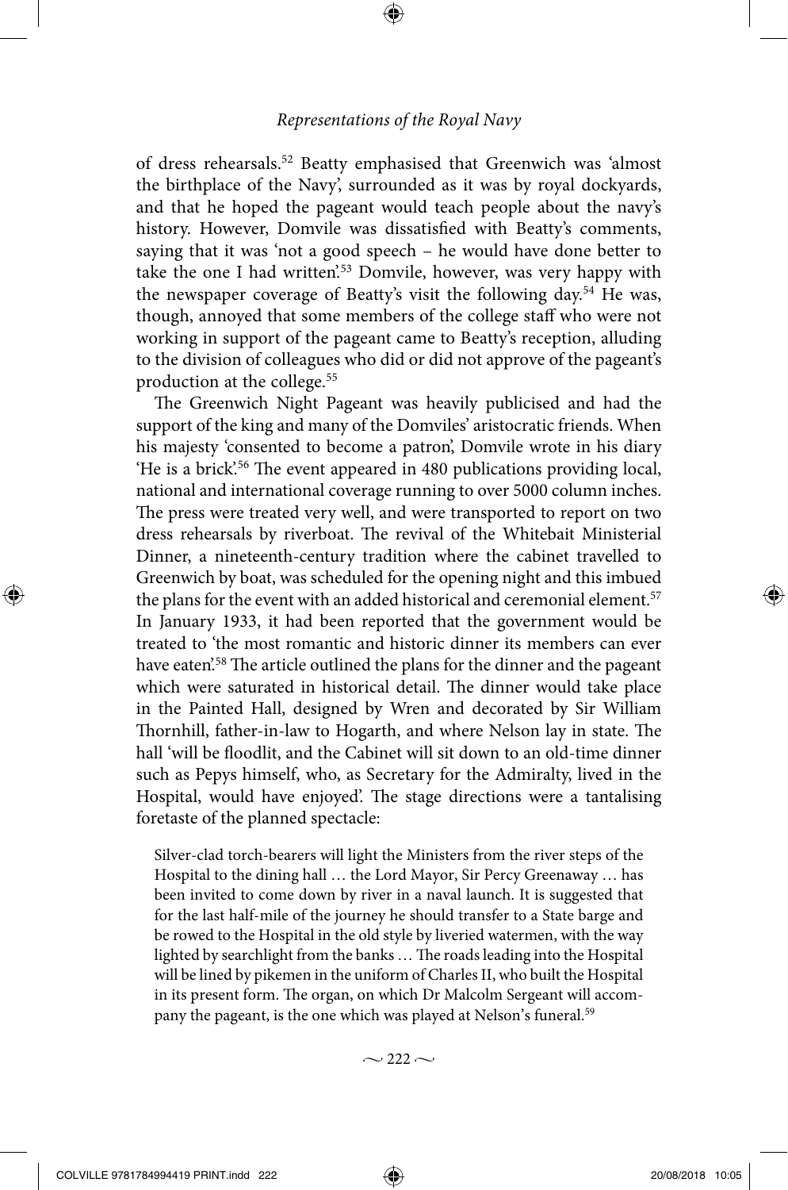of dress rehearsals.[52] Beatty emphasised that Greenwich was 'almost the birthplace of the Navy', surrounded as it was by royal dockyards, and that he hoped the pageant would teach people about the navy's history. However, Domvile was dissatisfied with Beatty's comments, saying that it was 'not a good speech – he would have done better to take the one I had written'.[53] Domvile, however, was very happy with the newspaper coverage of Beatty's visit the following day.[54] He was, though, annoyed that some members of the college staff who were not working in support of the pageant came to Beatty's reception, alluding to the division of colleagues who did or did not approve of the pageant's production at the college.[55]

The Greenwich Night Pageant was heavily publicised and had the support of the king and many of the Domviles' aristocratic friends. When his majesty 'consented to become a patron', Domvile wrote in his diary 'He is a brick'.[56] The event appeared in 480 publications providing local, national and international coverage running to over 5000 column inches. The press were treated very well, and were transported to report on two dress rehearsals by riverboat. The revival of the Whitebait Ministerial Dinner, a nineteenth-century tradition where the cabinet travelled to Greenwich by boat, was scheduled for the opening night and this imbued the plans for the event with an added historical and ceremonial element.[57] In January 1933, it had been reported that the government would be treated to 'the most romantic and historic dinner its members can ever have eaten'.[58] The article outlined the plans for the dinner and the pageant which were saturated in historical detail. The dinner would take place in the Painted Hall, designed by Wren and decorated by Sir William Thornhill, father-in-law to Hogarth, and where Nelson lay in state. The hall 'will be floodlit, and the Cabinet will sit down to an old-time dinner such as Pepys himself, who, as Secretary for the Admiralty, lived in the Hospital, would have enjoyed'. The stage directions were a tantalising foretaste of the planned spectacle:

> Silver-clad torch-bearers will light the Ministers from the river steps of the Hospital to the dining hall … the Lord Mayor, Sir Percy Greenaway … has been invited to come down by river in a naval launch. It is suggested that for the last half-mile of the journey he should transfer to a State barge and be rowed to the Hospital in the old style by liveried watermen, with the way lighted by searchlight from the banks … The roads leading into the Hospital will be lined by pikemen in the uniform of Charles II, who built the Hospital in its present form. The organ, on which Dr Malcolm Sergeant will accompany the pageant, is the one which was played at Nelson's funeral.[59]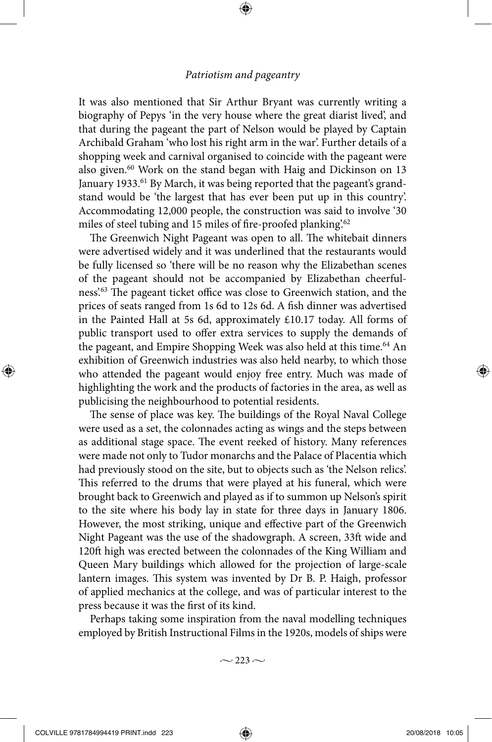It was also mentioned that Sir Arthur Bryant was currently writing a biography of Pepys 'in the very house where the great diarist lived', and that during the pageant the part of Nelson would be played by Captain Archibald Graham 'who lost his right arm in the war'. Further details of a shopping week and carnival organised to coincide with the pageant were also given.[60] Work on the stand began with Haig and Dickinson on 13 January 1933.[61] By March, it was being reported that the pageant's grandstand would be 'the largest that has ever been put up in this country'. Accommodating 12,000 people, the construction was said to involve '30 miles of steel tubing and 15 miles of fire-proofed planking'.[62]

The Greenwich Night Pageant was open to all. The whitebait dinners were advertised widely and it was underlined that the restaurants would be fully licensed so 'there will be no reason why the Elizabethan scenes of the pageant should not be accompanied by Elizabethan cheerfulness'.[63] The pageant ticket office was close to Greenwich station, and the prices of seats ranged from 1s 6d to 12s 6d. A fish dinner was advertised in the Painted Hall at 5s 6d, approximately £10.17 today. All forms of public transport used to offer extra services to supply the demands of the pageant, and Empire Shopping Week was also held at this time.[64] An exhibition of Greenwich industries was also held nearby, to which those who attended the pageant would enjoy free entry. Much was made of highlighting the work and the products of factories in the area, as well as publicising the neighbourhood to potential residents.

The sense of place was key. The buildings of the Royal Naval College were used as a set, the colonnades acting as wings and the steps between as additional stage space. The event reeked of history. Many references were made not only to Tudor monarchs and the Palace of Placentia which had previously stood on the site, but to objects such as 'the Nelson relics'. This referred to the drums that were played at his funeral, which were brought back to Greenwich and played as if to summon up Nelson's spirit to the site where his body lay in state for three days in January 1806. However, the most striking, unique and effective part of the Greenwich Night Pageant was the use of the shadowgraph. A screen, 33ft wide and 120ft high was erected between the colonnades of the King William and Queen Mary buildings which allowed for the projection of large-scale lantern images. This system was invented by Dr B. P. Haigh, professor of applied mechanics at the college, and was of particular interest to the press because it was the first of its kind.

Perhaps taking some inspiration from the naval modelling techniques employed by British Instructional Films in the 1920s, models of ships were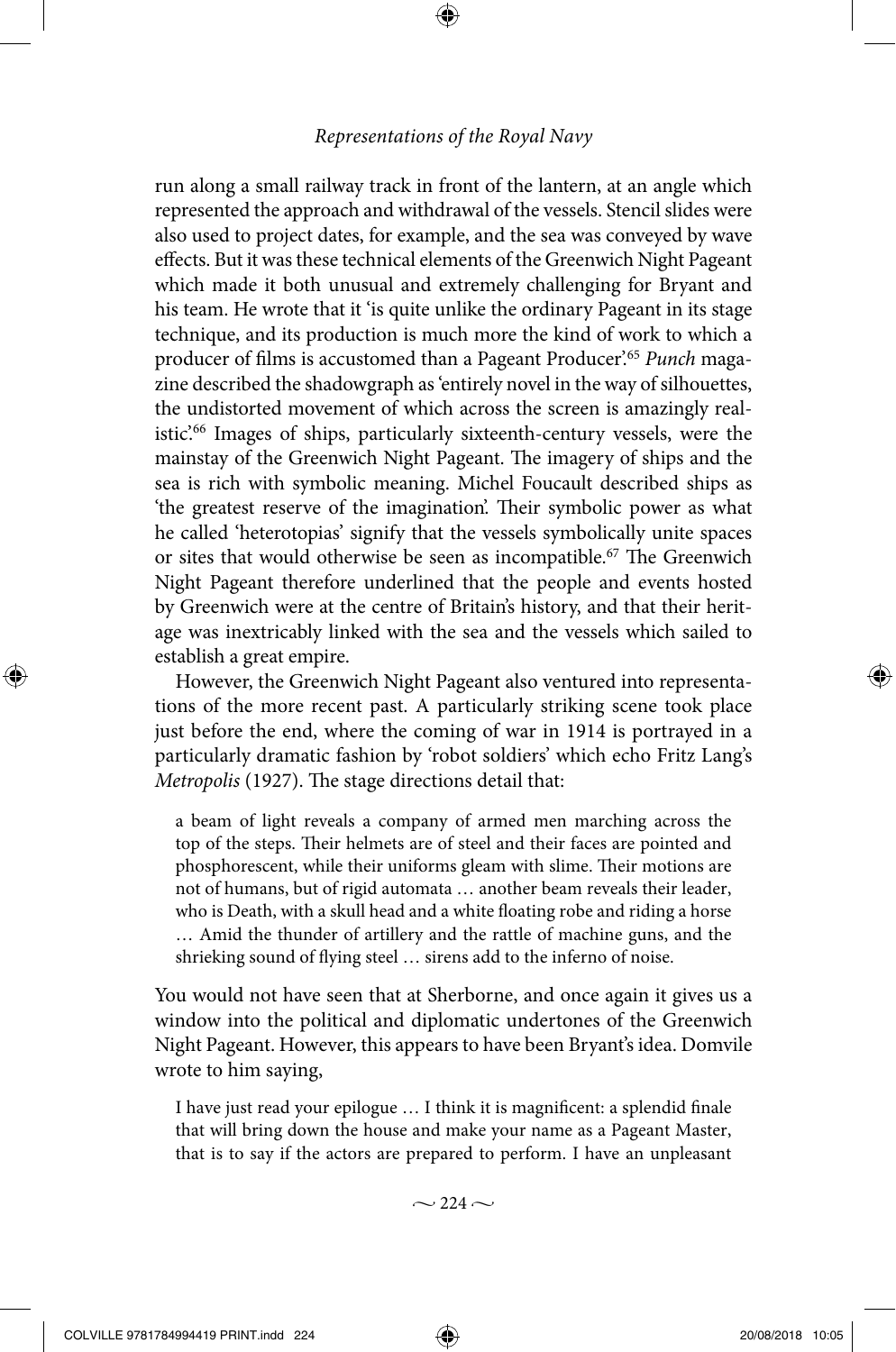run along a small railway track in front of the lantern, at an angle which represented the approach and withdrawal of the vessels. Stencil slides were also used to project dates, for example, and the sea was conveyed by wave effects. But it was these technical elements of the Greenwich Night Pageant which made it both unusual and extremely challenging for Bryant and his team. He wrote that it 'is quite unlike the ordinary Pageant in its stage technique, and its production is much more the kind of work to which a producer of films is accustomed than a Pageant Producer'.[65] *Punch* magazine described the shadowgraph as 'entirely novel in the way of silhouettes, the undistorted movement of which across the screen is amazingly realistic'.[66] Images of ships, particularly sixteenth-century vessels, were the mainstay of the Greenwich Night Pageant. The imagery of ships and the sea is rich with symbolic meaning. Michel Foucault described ships as 'the greatest reserve of the imagination'. Their symbolic power as what he called 'heterotopias' signify that the vessels symbolically unite spaces or sites that would otherwise be seen as incompatible.[67] The Greenwich Night Pageant therefore underlined that the people and events hosted by Greenwich were at the centre of Britain's history, and that their heritage was inextricably linked with the sea and the vessels which sailed to establish a great empire.

However, the Greenwich Night Pageant also ventured into representations of the more recent past. A particularly striking scene took place just before the end, where the coming of war in 1914 is portrayed in a particularly dramatic fashion by 'robot soldiers' which echo Fritz Lang's *Metropolis* (1927). The stage directions detail that:

> a beam of light reveals a company of armed men marching across the top of the steps. Their helmets are of steel and their faces are pointed and phosphorescent, while their uniforms gleam with slime. Their motions are not of humans, but of rigid automata … another beam reveals their leader, who is Death, with a skull head and a white floating robe and riding a horse … Amid the thunder of artillery and the rattle of machine guns, and the shrieking sound of flying steel … sirens add to the inferno of noise.

You would not have seen that at Sherborne, and once again it gives us a window into the political and diplomatic undertones of the Greenwich Night Pageant. However, this appears to have been Bryant's idea. Domvile wrote to him saying,

> I have just read your epilogue … I think it is magnificent: a splendid finale that will bring down the house and make your name as a Pageant Master, that is to say if the actors are prepared to perform. I have an unpleasant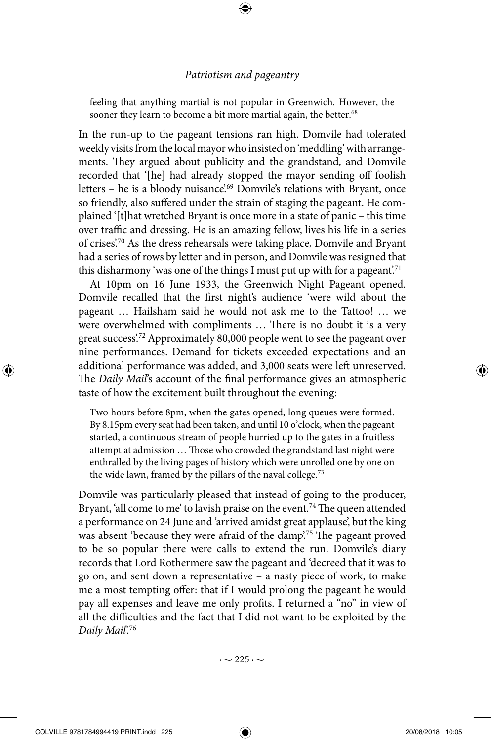> feeling that anything martial is not popular in Greenwich. However, the sooner they learn to become a bit more martial again, the better.[68]

In the run-up to the pageant tensions ran high. Domvile had tolerated weekly visits from the local mayor who insisted on 'meddling' with arrangements. They argued about publicity and the grandstand, and Domvile recorded that '[he] had already stopped the mayor sending off foolish letters – he is a bloody nuisance'.[69] Domvile's relations with Bryant, once so friendly, also suffered under the strain of staging the pageant. He complained '[t]hat wretched Bryant is once more in a state of panic – this time over traffic and dressing. He is an amazing fellow, lives his life in a series of crises'.[70] As the dress rehearsals were taking place, Domvile and Bryant had a series of rows by letter and in person, and Domvile was resigned that this disharmony 'was one of the things I must put up with for a pageant'.[71]

At 10pm on 16 June 1933, the Greenwich Night Pageant opened. Domvile recalled that the first night's audience 'were wild about the pageant … Hailsham said he would not ask me to the Tattoo! … we were overwhelmed with compliments … There is no doubt it is a very great success'.[72] Approximately 80,000 people went to see the pageant over nine performances. Demand for tickets exceeded expectations and an additional performance was added, and 3,000 seats were left unreserved. The *Daily Mail*'s account of the final performance gives an atmospheric taste of how the excitement built throughout the evening:

> Two hours before 8pm, when the gates opened, long queues were formed. By 8.15pm every seat had been taken, and until 10 o'clock, when the pageant started, a continuous stream of people hurried up to the gates in a fruitless attempt at admission … Those who crowded the grandstand last night were enthralled by the living pages of history which were unrolled one by one on the wide lawn, framed by the pillars of the naval college.[73]

Domvile was particularly pleased that instead of going to the producer, Bryant, 'all come to me' to lavish praise on the event.[74] The queen attended a performance on 24 June and 'arrived amidst great applause', but the king was absent 'because they were afraid of the damp'.[75] The pageant proved to be so popular there were calls to extend the run. Domvile's diary records that Lord Rothermere saw the pageant and 'decreed that it was to go on, and sent down a representative – a nasty piece of work, to make me a most tempting offer: that if I would prolong the pageant he would pay all expenses and leave me only profits. I returned a "no" in view of all the difficulties and the fact that I did not want to be exploited by the *Daily Mail*'.[76]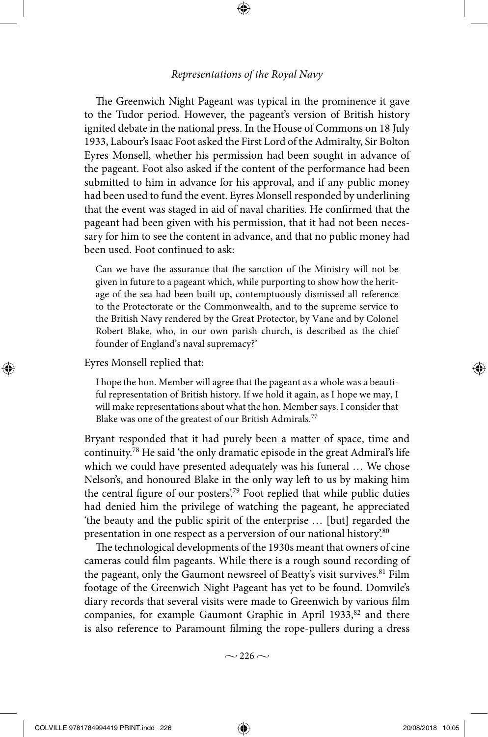The Greenwich Night Pageant was typical in the prominence it gave to the Tudor period. However, the pageant's version of British history ignited debate in the national press. In the House of Commons on 18 July 1933, Labour's Isaac Foot asked the First Lord of the Admiralty, Sir Bolton Eyres Monsell, whether his permission had been sought in advance of the pageant. Foot also asked if the content of the performance had been submitted to him in advance for his approval, and if any public money had been used to fund the event. Eyres Monsell responded by underlining that the event was staged in aid of naval charities. He confirmed that the pageant had been given with his permission, that it had not been necessary for him to see the content in advance, and that no public money had been used. Foot continued to ask:

> Can we have the assurance that the sanction of the Ministry will not be given in future to a pageant which, while purporting to show how the heritage of the sea had been built up, contemptuously dismissed all reference to the Protectorate or the Commonwealth, and to the supreme service to the British Navy rendered by the Great Protector, by Vane and by Colonel Robert Blake, who, in our own parish church, is described as the chief founder of England's naval supremacy?'

Eyres Monsell replied that:

> I hope the hon. Member will agree that the pageant as a whole was a beautiful representation of British history. If we hold it again, as I hope we may, I will make representations about what the hon. Member says. I consider that Blake was one of the greatest of our British Admirals.[77]

Bryant responded that it had purely been a matter of space, time and continuity.[78] He said 'the only dramatic episode in the great Admiral's life which we could have presented adequately was his funeral … We chose Nelson's, and honoured Blake in the only way left to us by making him the central figure of our posters'.[79] Foot replied that while public duties had denied him the privilege of watching the pageant, he appreciated 'the beauty and the public spirit of the enterprise … [but] regarded the presentation in one respect as a perversion of our national history'.[80]

The technological developments of the 1930s meant that owners of cine cameras could film pageants. While there is a rough sound recording of the pageant, only the Gaumont newsreel of Beatty's visit survives.[81] Film footage of the Greenwich Night Pageant has yet to be found. Domvile's diary records that several visits were made to Greenwich by various film companies, for example Gaumont Graphic in April 1933,[82] and there is also reference to Paramount filming the rope-pullers during a dress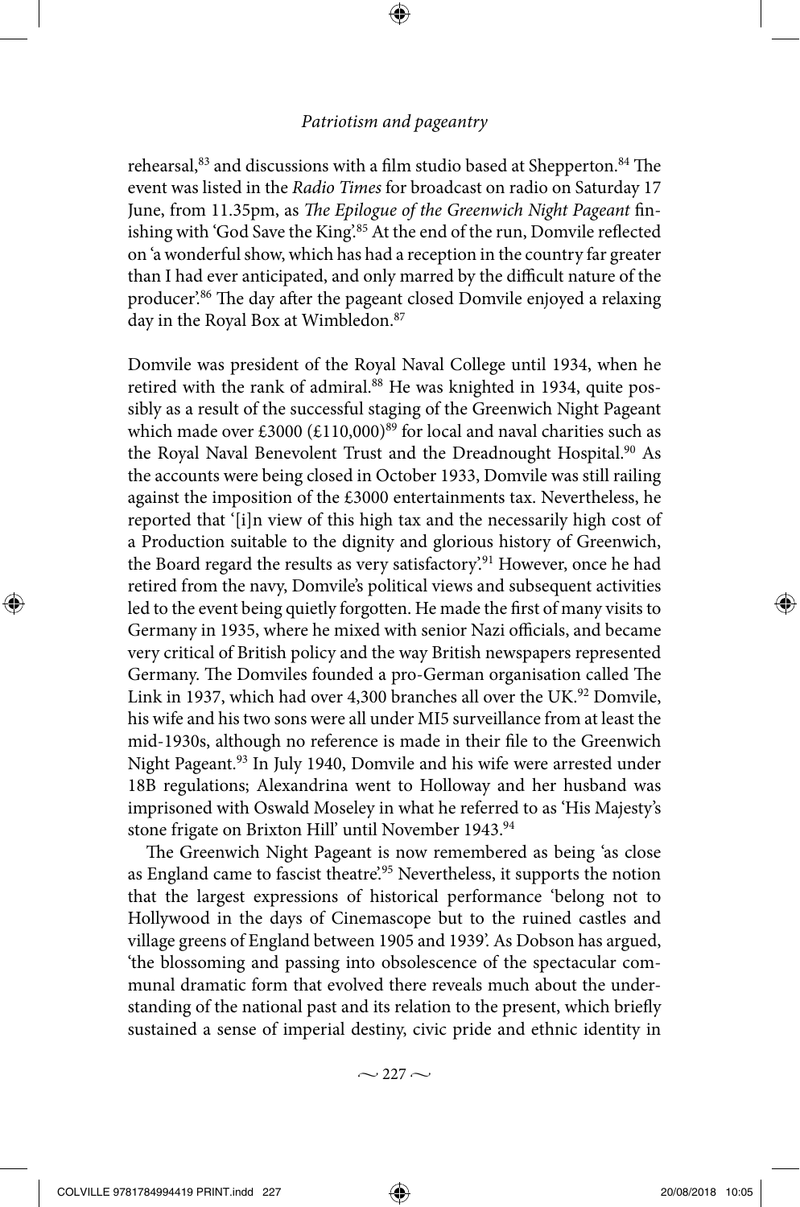rehearsal,[83] and discussions with a film studio based at Shepperton.[84] The event was listed in the *Radio Times* for broadcast on radio on Saturday 17 June, from 11.35pm, as *The Epilogue of the Greenwich Night Pageant* finishing with 'God Save the King'.[85] At the end of the run, Domvile reflected on 'a wonderful show, which has had a reception in the country far greater than I had ever anticipated, and only marred by the difficult nature of the producer'.[86] The day after the pageant closed Domvile enjoyed a relaxing day in the Royal Box at Wimbledon.[87]

Domvile was president of the Royal Naval College until 1934, when he retired with the rank of admiral.[88] He was knighted in 1934, quite possibly as a result of the successful staging of the Greenwich Night Pageant which made over £3000 (£110,000)[89] for local and naval charities such as the Royal Naval Benevolent Trust and the Dreadnought Hospital.[90] As the accounts were being closed in October 1933, Domvile was still railing against the imposition of the £3000 entertainments tax. Nevertheless, he reported that '[i]n view of this high tax and the necessarily high cost of a Production suitable to the dignity and glorious history of Greenwich, the Board regard the results as very satisfactory'.[91] However, once he had retired from the navy, Domvile's political views and subsequent activities led to the event being quietly forgotten. He made the first of many visits to Germany in 1935, where he mixed with senior Nazi officials, and became very critical of British policy and the way British newspapers represented Germany. The Domviles founded a pro-German organisation called The Link in 1937, which had over 4,300 branches all over the UK.[92] Domvile, his wife and his two sons were all under MI5 surveillance from at least the mid-1930s, although no reference is made in their file to the Greenwich Night Pageant.[93] In July 1940, Domvile and his wife were arrested under 18B regulations; Alexandrina went to Holloway and her husband was imprisoned with Oswald Moseley in what he referred to as 'His Majesty's stone frigate on Brixton Hill' until November 1943.[94]

The Greenwich Night Pageant is now remembered as being 'as close as England came to fascist theatre'.[95] Nevertheless, it supports the notion that the largest expressions of historical performance 'belong not to Hollywood in the days of Cinemascope but to the ruined castles and village greens of England between 1905 and 1939'. As Dobson has argued, 'the blossoming and passing into obsolescence of the spectacular communal dramatic form that evolved there reveals much about the understanding of the national past and its relation to the present, which briefly sustained a sense of imperial destiny, civic pride and ethnic identity in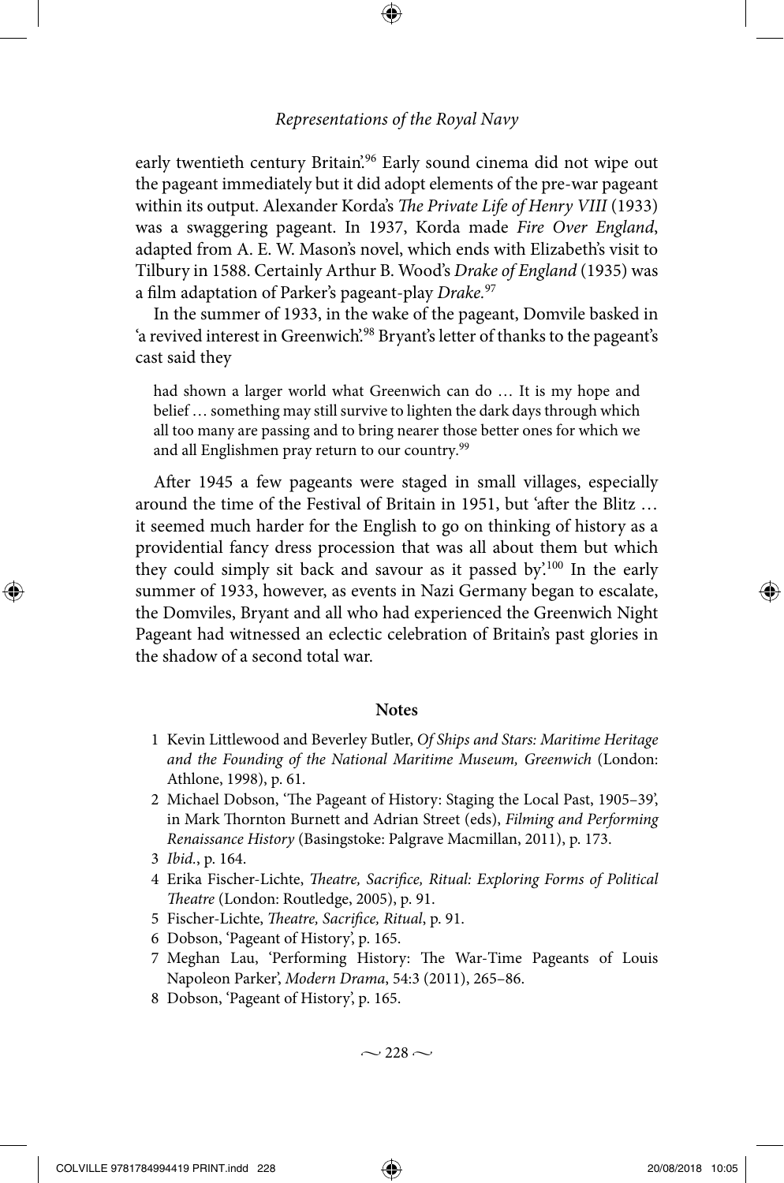early twentieth century Britain'.[96] Early sound cinema did not wipe out the pageant immediately but it did adopt elements of the pre-war pageant within its output. Alexander Korda's *The Private Life of Henry VIII* (1933) was a swaggering pageant. In 1937, Korda made *Fire Over England*, adapted from A. E. W. Mason's novel, which ends with Elizabeth's visit to Tilbury in 1588. Certainly Arthur B. Wood's *Drake of England* (1935) was a film adaptation of Parker's pageant-play *Drake*.[97]

In the summer of 1933, in the wake of the pageant, Domvile basked in 'a revived interest in Greenwich'.[98] Bryant's letter of thanks to the pageant's cast said they

> had shown a larger world what Greenwich can do … It is my hope and belief … something may still survive to lighten the dark days through which all too many are passing and to bring nearer those better ones for which we and all Englishmen pray return to our country.[99]

After 1945 a few pageants were staged in small villages, especially around the time of the Festival of Britain in 1951, but 'after the Blitz … it seemed much harder for the English to go on thinking of history as a providential fancy dress procession that was all about them but which they could simply sit back and savour as it passed by'.[100] In the early summer of 1933, however, as events in Nazi Germany began to escalate, the Domviles, Bryant and all who had experienced the Greenwich Night Pageant had witnessed an eclectic celebration of Britain's past glories in the shadow of a second total war.

## Notes

1 Kevin Littlewood and Beverley Butler, *Of Ships and Stars: Maritime Heritage and the Founding of the National Maritime Museum, Greenwich* (London: Athlone, 1998), p. 61.

2 Michael Dobson, 'The Pageant of History: Staging the Local Past, 1905–39', in Mark Thornton Burnett and Adrian Street (eds), *Filming and Performing Renaissance History* (Basingstoke: Palgrave Macmillan, 2011), p. 173.

3 *Ibid.*, p. 164.

4 Erika Fischer-Lichte, *Theatre, Sacrifice, Ritual: Exploring Forms of Political Theatre* (London: Routledge, 2005), p. 91.

5 Fischer-Lichte, *Theatre, Sacrifice, Ritual*, p. 91.

6 Dobson, 'Pageant of History', p. 165.

7 Meghan Lau, 'Performing History: The War-Time Pageants of Louis Napoleon Parker', *Modern Drama*, 54:3 (2011), 265–86.

8 Dobson, 'Pageant of History', p. 165.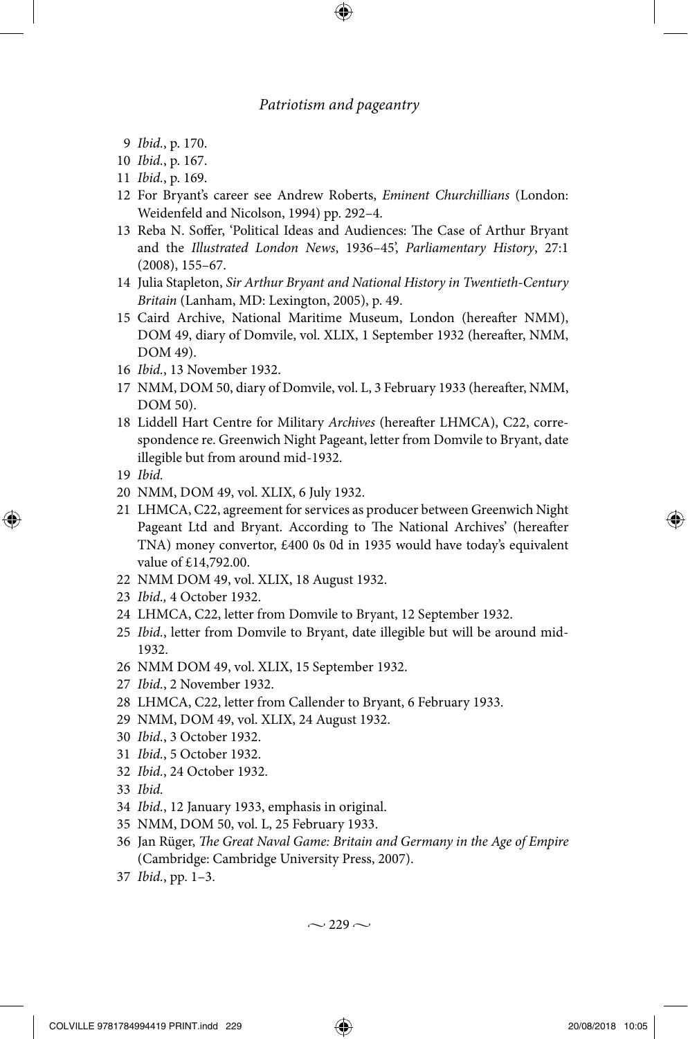9 *Ibid.*, p. 170.
10 *Ibid.*, p. 167.
11 *Ibid.*, p. 169.
12 For Bryant's career see Andrew Roberts, *Eminent Churchillians* (London: Weidenfeld and Nicolson, 1994) pp. 292–4.
13 Reba N. Soffer, 'Political Ideas and Audiences: The Case of Arthur Bryant and the *Illustrated London News*, 1936–45', *Parliamentary History*, 27:1 (2008), 155–67.
14 Julia Stapleton, *Sir Arthur Bryant and National History in Twentieth-Century Britain* (Lanham, MD: Lexington, 2005), p. 49.
15 Caird Archive, National Maritime Museum, London (hereafter NMM), DOM 49, diary of Domvile, vol. XLIX, 1 September 1932 (hereafter, NMM, DOM 49).
16 *Ibid.*, 13 November 1932.
17 NMM, DOM 50, diary of Domvile, vol. L, 3 February 1933 (hereafter, NMM, DOM 50).
18 Liddell Hart Centre for Military *Archives* (hereafter LHMCA), C22, correspondence re. Greenwich Night Pageant, letter from Domvile to Bryant, date illegible but from around mid-1932.
19 *Ibid.*
20 NMM, DOM 49, vol. XLIX, 6 July 1932.
21 LHMCA, C22, agreement for services as producer between Greenwich Night Pageant Ltd and Bryant. According to The National Archives' (hereafter TNA) money convertor, £400 0s 0d in 1935 would have today's equivalent value of £14,792.00.
22 NMM DOM 49, vol. XLIX, 18 August 1932.
23 *Ibid.,* 4 October 1932.
24 LHMCA, C22, letter from Domvile to Bryant, 12 September 1932.
25 *Ibid.*, letter from Domvile to Bryant, date illegible but will be around mid-1932.
26 NMM DOM 49, vol. XLIX, 15 September 1932.
27 *Ibid.*, 2 November 1932.
28 LHMCA, C22, letter from Callender to Bryant, 6 February 1933.
29 NMM, DOM 49, vol. XLIX, 24 August 1932.
30 *Ibid.*, 3 October 1932.
31 *Ibid.*, 5 October 1932.
32 *Ibid.*, 24 October 1932.
33 *Ibid.*
34 *Ibid.*, 12 January 1933, emphasis in original.
35 NMM, DOM 50, vol. L, 25 February 1933.
36 Jan Rüger, *The Great Naval Game: Britain and Germany in the Age of Empire* (Cambridge: Cambridge University Press, 2007).
37 *Ibid.*, pp. 1–3.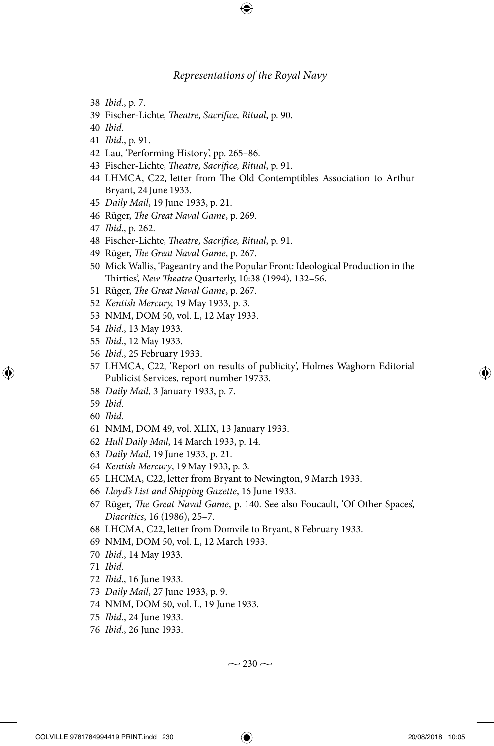38 *Ibid.*, p. 7.
39 Fischer-Lichte, *Theatre, Sacrifice, Ritual*, p. 90.
40 *Ibid.*
41 *Ibid.*, p. 91.
42 Lau, 'Performing History', pp. 265–86.
43 Fischer-Lichte, *Theatre, Sacrifice, Ritual*, p. 91.
44 LHMCA, C22, letter from The Old Contemptibles Association to Arthur Bryant, 24 June 1933.
45 *Daily Mail*, 19 June 1933, p. 21.
46 Rüger, *The Great Naval Game*, p. 269.
47 *Ibid*., p. 262.
48 Fischer-Lichte, *Theatre, Sacrifice, Ritual*, p. 91.
49 Rüger, *The Great Naval Game*, p. 267.
50 Mick Wallis, 'Pageantry and the Popular Front: Ideological Production in the Thirties', *New Theatre* Quarterly, 10:38 (1994), 132–56.
51 Rüger, *The Great Naval Game*, p. 267.
52 *Kentish Mercury,* 19 May 1933, p. 3.
53 NMM, DOM 50, vol. L, 12 May 1933.
54 *Ibid.*, 13 May 1933.
55 *Ibid.*, 12 May 1933.
56 *Ibid.*, 25 February 1933.
57 LHMCA, C22, 'Report on results of publicity', Holmes Waghorn Editorial Publicist Services, report number 19733.
58 *Daily Mail*, 3 January 1933, p. 7.
59 *Ibid.*
60 *Ibid.*
61 NMM, DOM 49, vol. XLIX, 13 January 1933.
62 *Hull Daily Mail*, 14 March 1933, p. 14.
63 *Daily Mail*, 19 June 1933, p. 21.
64 *Kentish Mercury*, 19 May 1933, p. 3.
65 LHCMA, C22, letter from Bryant to Newington, 9 March 1933.
66 *Lloyd's List and Shipping Gazette*, 16 June 1933.
67 Rüger, *The Great Naval Game*, p. 140. See also Foucault, 'Of Other Spaces', *Diacritics*, 16 (1986), 25–7.
68 LHCMA, C22, letter from Domvile to Bryant, 8 February 1933.
69 NMM, DOM 50, vol. L, 12 March 1933.
70 *Ibid.*, 14 May 1933.
71 *Ibid.*
72 *Ibid*., 16 June 1933.
73 *Daily Mail*, 27 June 1933, p. 9.
74 NMM, DOM 50, vol. L, 19 June 1933.
75 *Ibid.*, 24 June 1933.
76 *Ibid.*, 26 June 1933.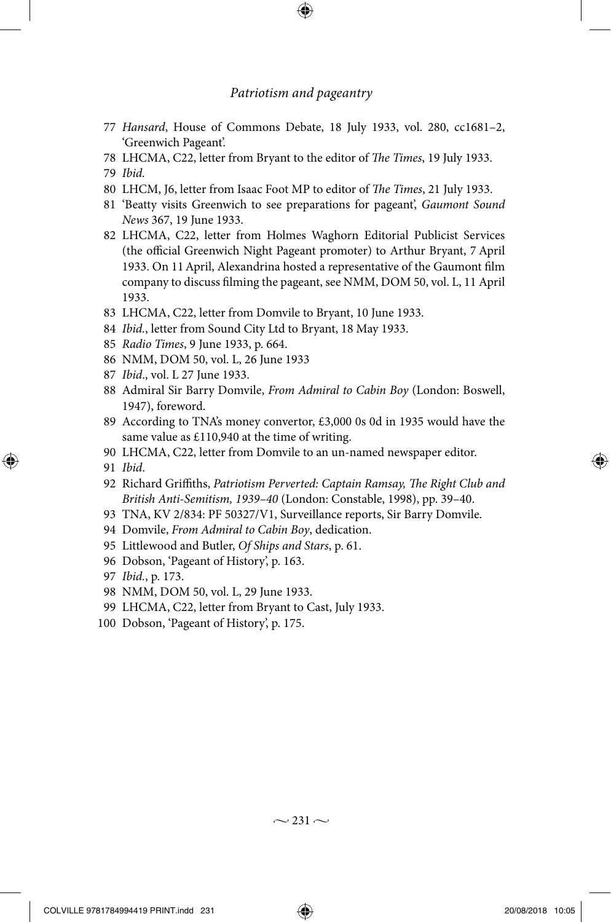77 *Hansard*, House of Commons Debate, 18 July 1933, vol. 280, cc1681–2, 'Greenwich Pageant'.

78 LHCMA, C22, letter from Bryant to the editor of *The Times*, 19 July 1933.

79 *Ibid.*

80 LHCM, J6, letter from Isaac Foot MP to editor of *The Times*, 21 July 1933.

81 'Beatty visits Greenwich to see preparations for pageant', *Gaumont Sound News* 367, 19 June 1933.

82 LHCMA, C22, letter from Holmes Waghorn Editorial Publicist Services (the official Greenwich Night Pageant promoter) to Arthur Bryant, 7 April 1933. On 11 April, Alexandrina hosted a representative of the Gaumont film company to discuss filming the pageant, see NMM, DOM 50, vol. L, 11 April 1933.

83 LHCMA, C22, letter from Domvile to Bryant, 10 June 1933.

84 *Ibid.*, letter from Sound City Ltd to Bryant, 18 May 1933.

85 *Radio Times*, 9 June 1933, p. 664.

86 NMM, DOM 50, vol. L, 26 June 1933

87 *Ibid.*, vol. L 27 June 1933.

88 Admiral Sir Barry Domvile, *From Admiral to Cabin Boy* (London: Boswell, 1947), foreword.

89 According to TNA's money convertor, £3,000 0s 0d in 1935 would have the same value as £110,940 at the time of writing.

90 LHCMA, C22, letter from Domvile to an un-named newspaper editor.

91 *Ibid.*

92 Richard Griffiths, *Patriotism Perverted: Captain Ramsay, The Right Club and British Anti-Semitism, 1939–40* (London: Constable, 1998), pp. 39–40.

93 TNA, KV 2/834: PF 50327/V1, Surveillance reports, Sir Barry Domvile.

94 Domvile, *From Admiral to Cabin Boy*, dedication.

95 Littlewood and Butler, *Of Ships and Stars*, p. 61.

96 Dobson, 'Pageant of History', p. 163.

97 *Ibid.*, p. 173.

98 NMM, DOM 50, vol. L, 29 June 1933.

99 LHCMA, C22, letter from Bryant to Cast, July 1933.

100 Dobson, 'Pageant of History', p. 175.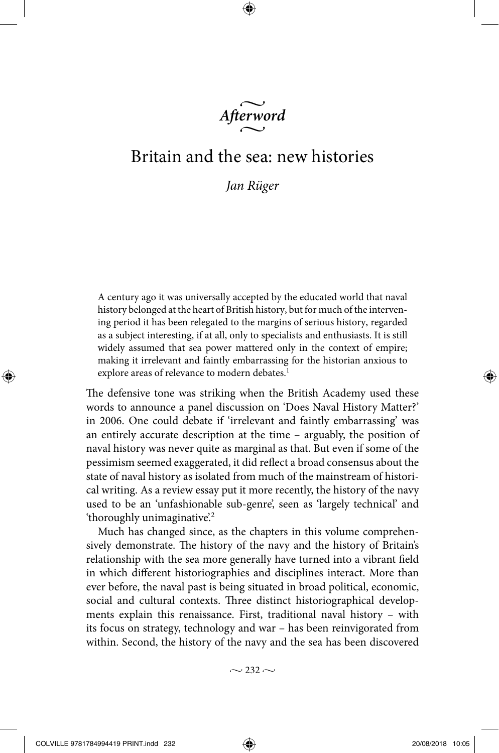*Afterword*

# Britain and the sea: new histories

*Jan Rüger*

> A century ago it was universally accepted by the educated world that naval history belonged at the heart of British history, but for much of the intervening period it has been relegated to the margins of serious history, regarded as a subject interesting, if at all, only to specialists and enthusiasts. It is still widely assumed that sea power mattered only in the context of empire; making it irrelevant and faintly embarrassing for the historian anxious to explore areas of relevance to modern debates.[1]

The defensive tone was striking when the British Academy used these words to announce a panel discussion on 'Does Naval History Matter?' in 2006. One could debate if 'irrelevant and faintly embarrassing' was an entirely accurate description at the time – arguably, the position of naval history was never quite as marginal as that. But even if some of the pessimism seemed exaggerated, it did reflect a broad consensus about the state of naval history as isolated from much of the mainstream of historical writing. As a review essay put it more recently, the history of the navy used to be an 'unfashionable sub-genre', seen as 'largely technical' and 'thoroughly unimaginative'.[2]

Much has changed since, as the chapters in this volume comprehensively demonstrate. The history of the navy and the history of Britain's relationship with the sea more generally have turned into a vibrant field in which different historiographies and disciplines interact. More than ever before, the naval past is being situated in broad political, economic, social and cultural contexts. Three distinct historiographical developments explain this renaissance. First, traditional naval history – with its focus on strategy, technology and war – has been reinvigorated from within. Second, the history of the navy and the sea has been discovered